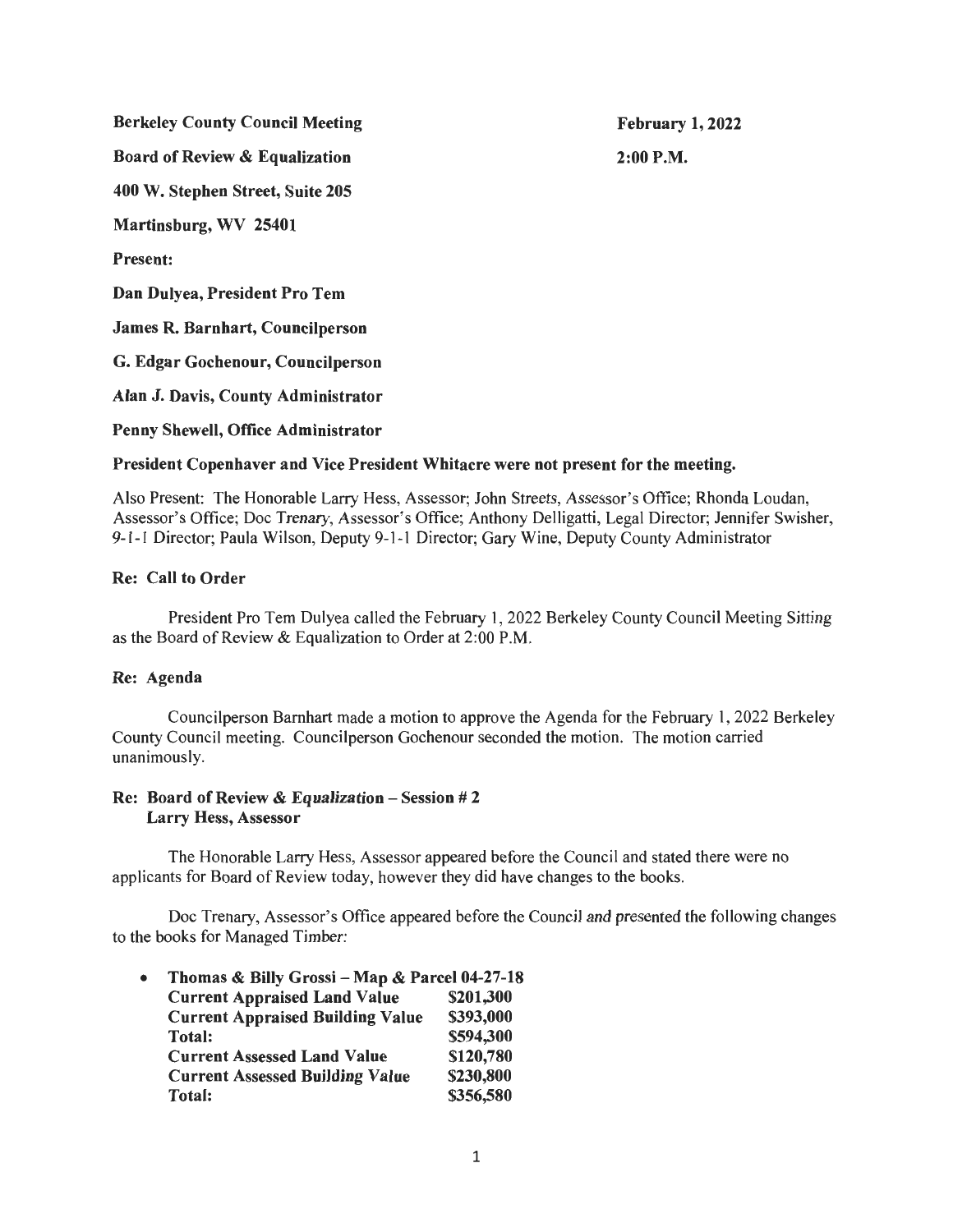**Berkeley County Council Meeting** **February 1, 2022**

**Board of Review & Equalization** **2:00 P.M.**

**400 W. Stephen Street, Suite 205**

**Martinsburg, WV 25401**

**Present:**

**Dan Dulyea, President Pro Tem**

**James R. Barnhart, Councilperson**

**G. Edgar Gochenour, Councilperson**

**Alan J. Davis, County Administrator**

**Penny Shewell, Office Administrator**

**President Copenhaver and Vice President Whitacre were not present for the meeting.**

Also Present: The Honorable Larry Hess, Assessor; John Streets, Assessor's Office; Rhonda Loudan, Assessor's Office; Doc Trenary, Assessor's Office; Anthony Delligatti, Legal Director; Jennifer Swisher, 9-1-1 Director; Paula Wilson, Deputy 9-1-1 Director; Gary Wine, Deputy County Administrator

**Re: Call to Order**

President Pro Tem Dulyea called the February 1, 2022 Berkeley County Council Meeting Sitting as the Board of Review & Equalization to Order at 2:00 P.M.

**Re: Agenda**

Councilperson Barnhart made a motion to approve the Agenda for the February 1, 2022 Berkeley County Council meeting. Councilperson Gochenour seconded the motion. The motion carried unanimously.

**Re: Board of Review & Equalization – Session # 2**
**Larry Hess, Assessor**

The Honorable Larry Hess, Assessor appeared before the Council and stated there were no applicants for Board of Review today, however they did have changes to the books.

Doc Trenary, Assessor's Office appeared before the Council and presented the following changes to the books for Managed Timber:

- **Thomas & Billy Grossi – Map & Parcel 04-27-18**

| | |
|---|---|
| **Current Appraised Land Value** | **\$201,300** |
| **Current Appraised Building Value** | **\$393,000** |
| **Total:** | **\$594,300** |
| **Current Assessed Land Value** | **\$120,780** |
| **Current Assessed Building Value** | **\$230,800** |
| **Total:** | **\$356,580** |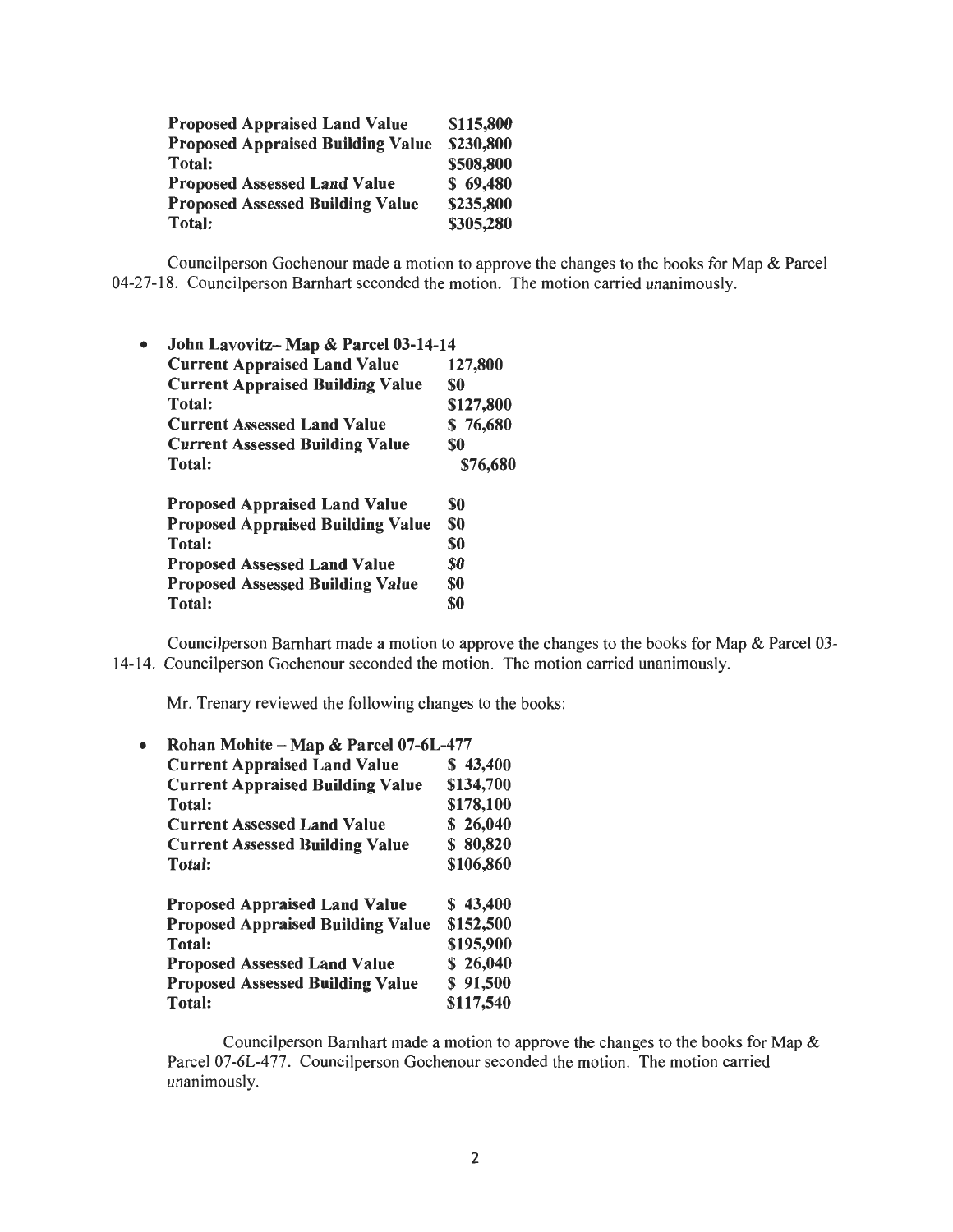| | |
|---|---|
| **Proposed Appraised Land Value** | **$115,800** |
| **Proposed Appraised Building Value** | **$230,800** |
| **Total:** | **$508,800** |
| **Proposed Assessed Land Value** | **$ 69,480** |
| **Proposed Assessed Building Value** | **$235,800** |
| **Total:** | **$305,280** |

Councilperson Gochenour made a motion to approve the changes to the books for Map & Parcel 04-27-18. Councilperson Barnhart seconded the motion. The motion carried unanimously.

- **John Lavovitz– Map & Parcel 03-14-14**

| | |
|---|---|
| **Current Appraised Land Value** | **127,800** |
| **Current Appraised Building Value** | **$0** |
| **Total:** | **$127,800** |
| **Current Assessed Land Value** | **$ 76,680** |
| **Current Assessed Building Value** | **$0** |
| **Total:** | **$76,680** |
| **Proposed Appraised Land Value** | **$0** |
| **Proposed Appraised Building Value** | **$0** |
| **Total:** | **$0** |
| **Proposed Assessed Land Value** | **$0** |
| **Proposed Assessed Building Value** | **$0** |
| **Total:** | **$0** |

Councilperson Barnhart made a motion to approve the changes to the books for Map & Parcel 03-14-14. Councilperson Gochenour seconded the motion. The motion carried unanimously.

Mr. Trenary reviewed the following changes to the books:

- **Rohan Mohite – Map & Parcel 07-6L-477**

| | |
|---|---|
| **Current Appraised Land Value** | **$ 43,400** |
| **Current Appraised Building Value** | **$134,700** |
| **Total:** | **$178,100** |
| **Current Assessed Land Value** | **$ 26,040** |
| **Current Assessed Building Value** | **$ 80,820** |
| **Total:** | **$106,860** |
| **Proposed Appraised Land Value** | **$ 43,400** |
| **Proposed Appraised Building Value** | **$152,500** |
| **Total:** | **$195,900** |
| **Proposed Assessed Land Value** | **$ 26,040** |
| **Proposed Assessed Building Value** | **$ 91,500** |
| **Total:** | **$117,540** |

Councilperson Barnhart made a motion to approve the changes to the books for Map & Parcel 07-6L-477. Councilperson Gochenour seconded the motion. The motion carried unanimously.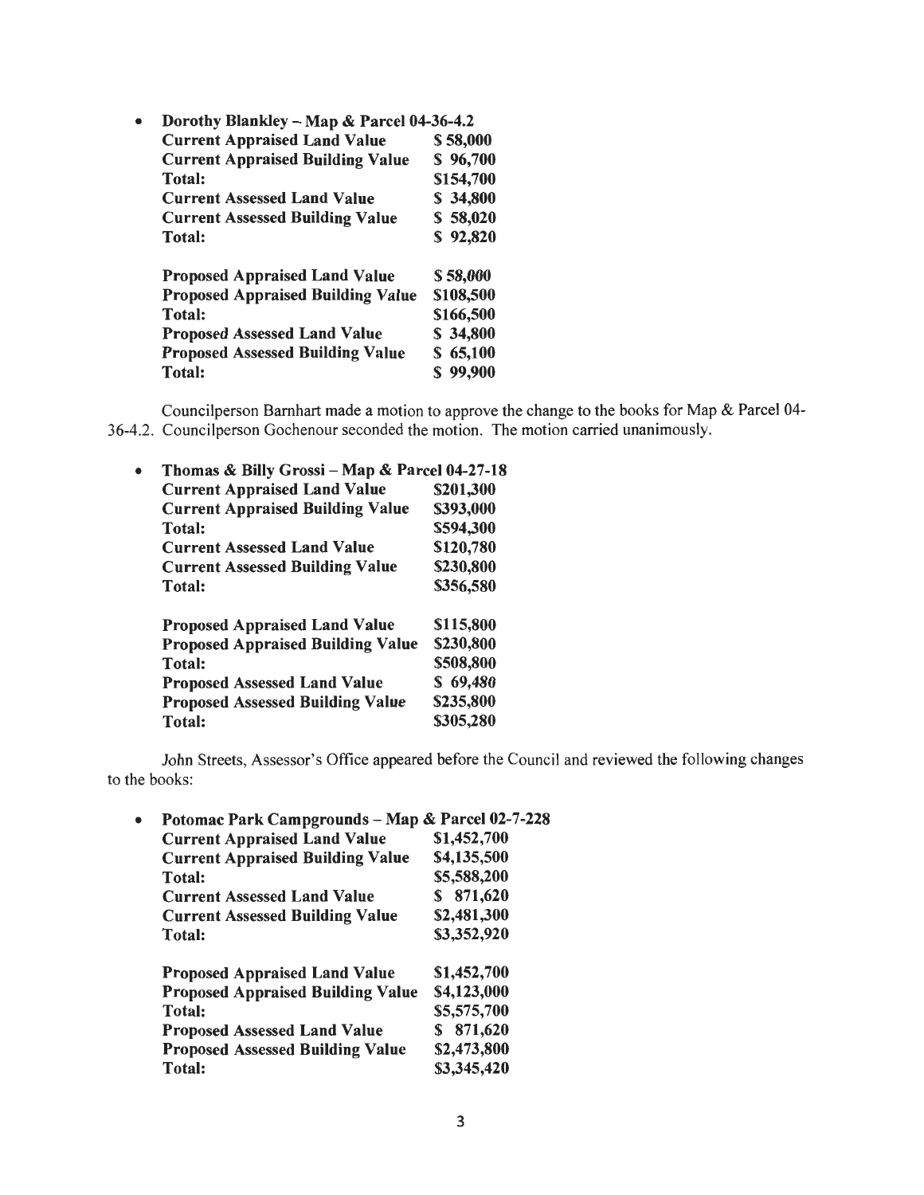- **Dorothy Blankley – Map & Parcel 04-36-4.2**

| | |
|---|---|
| **Current Appraised Land Value** | **$ 58,000** |
| **Current Appraised Building Value** | **$ 96,700** |
| **Total:** | **$154,700** |
| **Current Assessed Land Value** | **$ 34,800** |
| **Current Assessed Building Value** | **$ 58,020** |
| **Total:** | **$ 92,820** |
| | |
| **Proposed Appraised Land Value** | **$ 58,000** |
| **Proposed Appraised Building Value** | **$108,500** |
| **Total:** | **$166,500** |
| **Proposed Assessed Land Value** | **$ 34,800** |
| **Proposed Assessed Building Value** | **$ 65,100** |
| **Total:** | **$ 99,900** |

Councilperson Barnhart made a motion to approve the change to the books for Map & Parcel 04-36-4.2. Councilperson Gochenour seconded the motion. The motion carried unanimously.

- **Thomas & Billy Grossi – Map & Parcel 04-27-18**

| | |
|---|---|
| **Current Appraised Land Value** | **$201,300** |
| **Current Appraised Building Value** | **$393,000** |
| **Total:** | **$594,300** |
| **Current Assessed Land Value** | **$120,780** |
| **Current Assessed Building Value** | **$230,800** |
| **Total:** | **$356,580** |
| | |
| **Proposed Appraised Land Value** | **$115,800** |
| **Proposed Appraised Building Value** | **$230,800** |
| **Total:** | **$508,800** |
| **Proposed Assessed Land Value** | **$ 69,480** |
| **Proposed Assessed Building Value** | **$235,800** |
| **Total:** | **$305,280** |

John Streets, Assessor's Office appeared before the Council and reviewed the following changes to the books:

- **Potomac Park Campgrounds – Map & Parcel 02-7-228**

| | |
|---|---|
| **Current Appraised Land Value** | **$1,452,700** |
| **Current Appraised Building Value** | **$4,135,500** |
| **Total:** | **$5,588,200** |
| **Current Assessed Land Value** | **$ 871,620** |
| **Current Assessed Building Value** | **$2,481,300** |
| **Total:** | **$3,352,920** |
| | |
| **Proposed Appraised Land Value** | **$1,452,700** |
| **Proposed Appraised Building Value** | **$4,123,000** |
| **Total:** | **$5,575,700** |
| **Proposed Assessed Land Value** | **$ 871,620** |
| **Proposed Assessed Building Value** | **$2,473,800** |
| **Total:** | **$3,345,420** |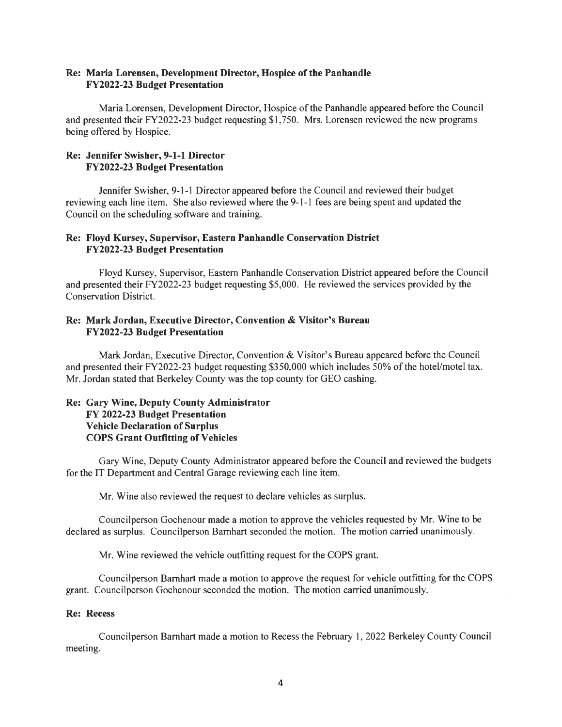**Re: Maria Lorensen, Development Director, Hospice of the Panhandle**
**FY2022-23 Budget Presentation**

Maria Lorensen, Development Director, Hospice of the Panhandle appeared before the Council and presented their FY2022-23 budget requesting $1,750. Mrs. Lorensen reviewed the new programs being offered by Hospice.

**Re: Jennifer Swisher, 9-1-1 Director**
**FY2022-23 Budget Presentation**

Jennifer Swisher, 9-1-1 Director appeared before the Council and reviewed their budget reviewing each line item. She also reviewed where the 9-1-1 fees are being spent and updated the Council on the scheduling software and training.

**Re: Floyd Kursey, Supervisor, Eastern Panhandle Conservation District**
**FY2022-23 Budget Presentation**

Floyd Kursey, Supervisor, Eastern Panhandle Conservation District appeared before the Council and presented their FY2022-23 budget requesting $5,000. He reviewed the services provided by the Conservation District.

**Re: Mark Jordan, Executive Director, Convention & Visitor's Bureau**
**FY2022-23 Budget Presentation**

Mark Jordan, Executive Director, Convention & Visitor's Bureau appeared before the Council and presented their FY2022-23 budget requesting $350,000 which includes 50% of the hotel/motel tax. Mr. Jordan stated that Berkeley County was the top county for GEO cashing.

**Re: Gary Wine, Deputy County Administrator**
**FY 2022-23 Budget Presentation**
**Vehicle Declaration of Surplus**
**COPS Grant Outfitting of Vehicles**

Gary Wine, Deputy County Administrator appeared before the Council and reviewed the budgets for the IT Department and Central Garage reviewing each line item.

Mr. Wine also reviewed the request to declare vehicles as surplus.

Councilperson Gochenour made a motion to approve the vehicles requested by Mr. Wine to be declared as surplus. Councilperson Barnhart seconded the motion. The motion carried unanimously.

Mr. Wine reviewed the vehicle outfitting request for the COPS grant.

Councilperson Barnhart made a motion to approve the request for vehicle outfitting for the COPS grant. Councilperson Gochenour seconded the motion. The motion carried unanimously.

**Re: Recess**

Councilperson Barnhart made a motion to Recess the February 1, 2022 Berkeley County Council meeting.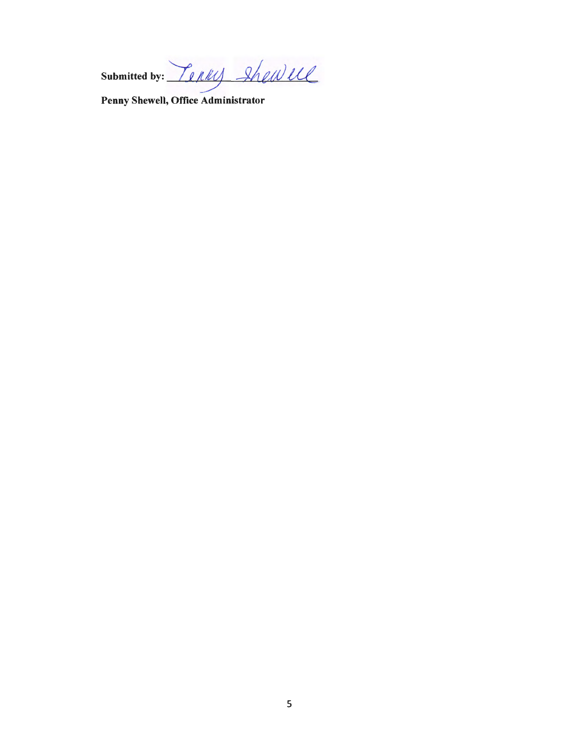**Submitted by:** ______________________

**Penny Shewell, Office Administrator**